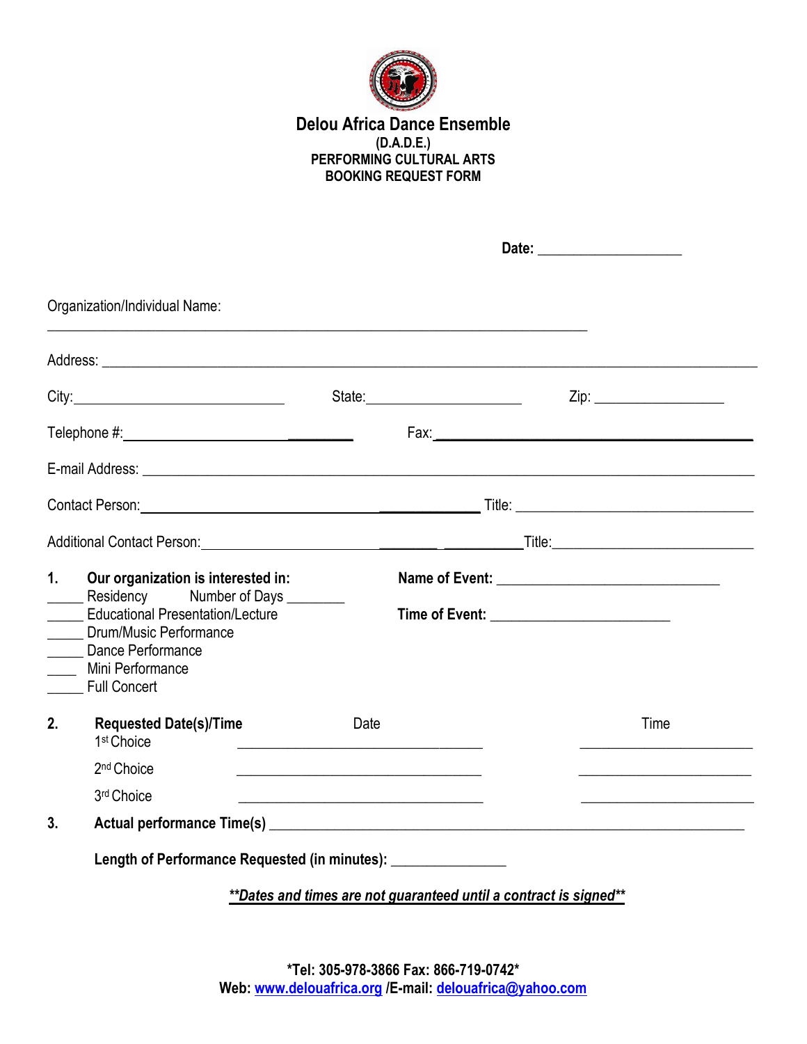# Delou Africa Dance Ensemble

**(D.A.D.E.)**
**PERFORMING CULTURAL ARTS**
**BOOKING REQUEST FORM**

**Date:** ____________________

Organization/Individual Name:

_____________________________________________________________________________

Address: _____________________________________________________________________________

City:_____________________________ State:______________________ Zip: __________________

Telephone #:_____________________________ Fax:_____________________________________________

E-mail Address: _____________________________________________________________________________

Contact Person:_____________________________________ Title: _________________________________

Additional Contact Person:_________________________________Title:____________________________

**1. Our organization is interested in:**

_____ Residency Number of Days ________
_____ Educational Presentation/Lecture
_____ Drum/Music Performance
_____ Dance Performance
____ Mini Performance
_____ Full Concert

**Name of Event:** ______________________________

**Time of Event:** ________________________

**2. Requested Date(s)/Time**

| | Date | Time |
|---|---|---|
| 1st Choice | ______________________________ | ______________________ |
| 2nd Choice | ______________________________ | ______________________ |
| 3rd Choice | ______________________________ | ______________________ |

**3. Actual performance Time(s)** _______________________________________________________________

**Length of Performance Requested (in minutes):** _______________

***\*\*Dates and times are not guaranteed until a contract is signed\*\****

**\*Tel: 305-978-3866 Fax: 866-719-0742\***
**Web: www.delouafrica.org /E-mail: delouafrica@yahoo.com**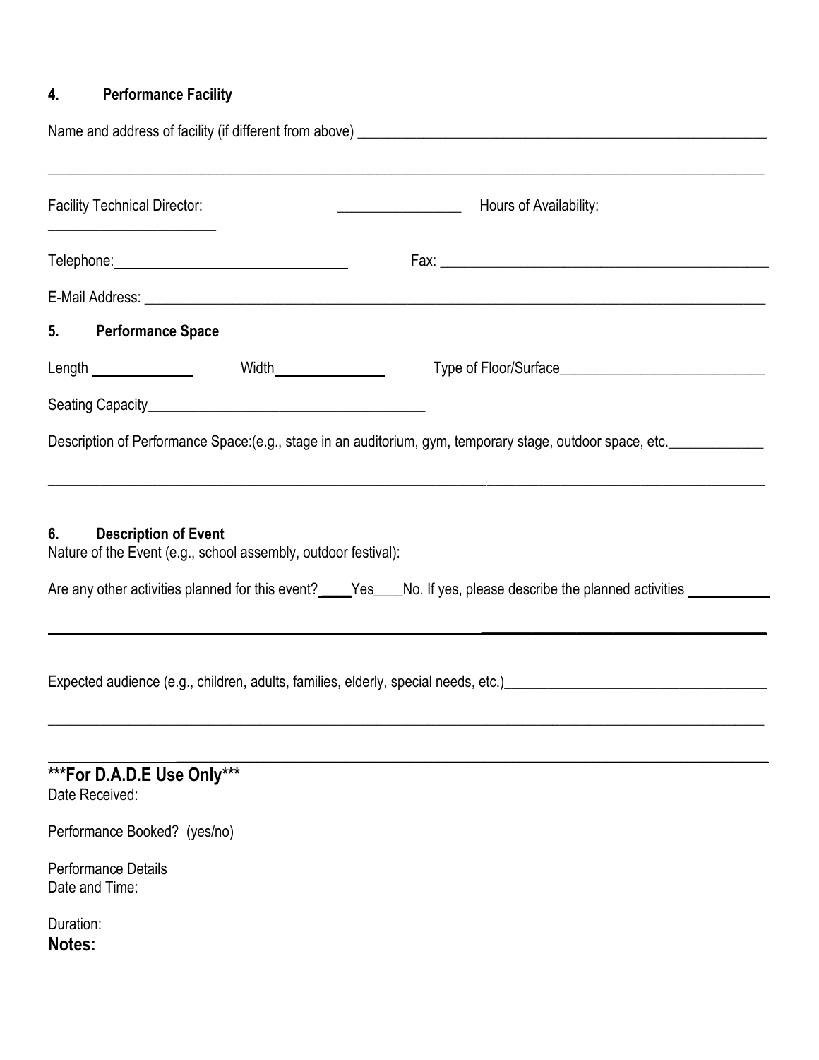## 4. Performance Facility

Name and address of facility (if different from above) ______________________________________________

______________________________________________________________________________

Facility Technical Director: ______________________ Hours of Availability: ______________________

Telephone: ______________________ Fax: ______________________

E-Mail Address: ______________________________________________

## 5. Performance Space

Length ____________ Width ____________ Type of Floor/Surface ______________________

Seating Capacity ______________________

Description of Performance Space:(e.g., stage in an auditorium, gym, temporary stage, outdoor space, etc. ____________

______________________________________________________________________________

## 6. Description of Event

Nature of the Event (e.g., school assembly, outdoor festival):

Are any other activities planned for this event? ____Yes____No. If yes, please describe the planned activities ________

______________________________________________________________________________

Expected audience (e.g., children, adults, families, elderly, special needs, etc.) ______________________

______________________________________________________________________________

______________________________________________________________________________

## ***For D.A.D.E Use Only***

Date Received:

Performance Booked? (yes/no)

Performance Details
Date and Time:

Duration:

**Notes:**